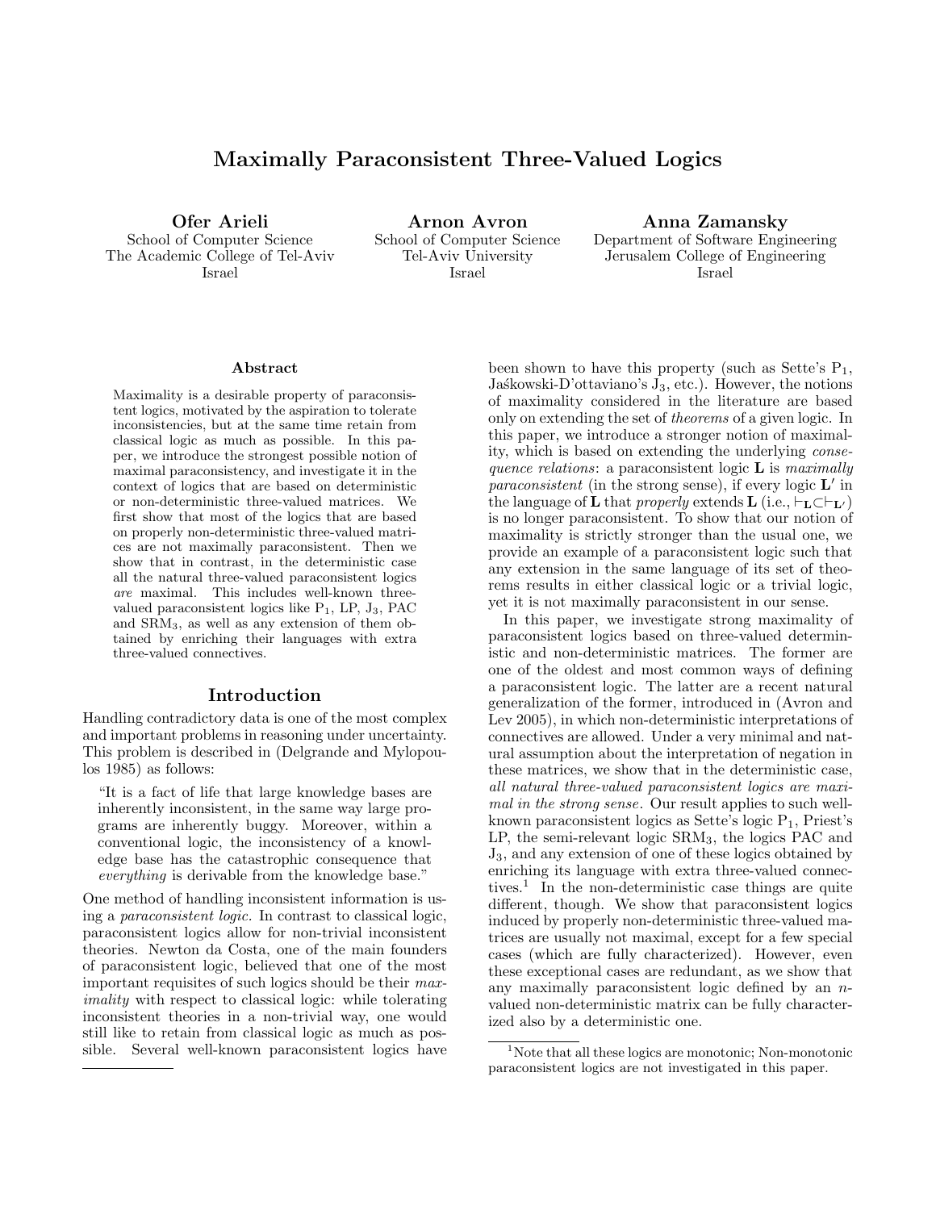# Maximally Paraconsistent Three-Valued Logics

**Ofer Arieli**
School of Computer Science
The Academic College of Tel-Aviv
Israel

**Arnon Avron**
School of Computer Science
Tel-Aviv University
Israel

**Anna Zamansky**
Department of Software Engineering
Jerusalem College of Engineering
Israel

## Abstract

Maximality is a desirable property of paraconsistent logics, motivated by the aspiration to tolerate inconsistencies, but at the same time retain from classical logic as much as possible. In this paper, we introduce the strongest possible notion of maximal paraconsistency, and investigate it in the context of logics that are based on deterministic or non-deterministic three-valued matrices. We first show that most of the logics that are based on properly non-deterministic three-valued matrices are not maximally paraconsistent. Then we show that in contrast, in the deterministic case all the natural three-valued paraconsistent logics *are* maximal. This includes well-known three-valued paraconsistent logics like $P_1$, LP, $J_3$, PAC and $SRM_3$, as well as any extension of them obtained by enriching their languages with extra three-valued connectives.

## Introduction

Handling contradictory data is one of the most complex and important problems in reasoning under uncertainty. This problem is described in (Delgrande and Mylopoulos 1985) as follows:

> "It is a fact of life that large knowledge bases are inherently inconsistent, in the same way large programs are inherently buggy. Moreover, within a conventional logic, the inconsistency of a knowledge base has the catastrophic consequence that *everything* is derivable from the knowledge base."

One method of handling inconsistent information is using a *paraconsistent logic*. In contrast to classical logic, paraconsistent logics allow for non-trivial inconsistent theories. Newton da Costa, one of the main founders of paraconsistent logic, believed that one of the most important requisites of such logics should be their *maximality* with respect to classical logic: while tolerating inconsistent theories in a non-trivial way, one would still like to retain from classical logic as much as possible. Several well-known paraconsistent logics have been shown to have this property (such as Sette's $P_1$, Jaśkowski-D'ottaviano's $J_3$, etc.). However, the notions of maximality considered in the literature are based only on extending the set of *theorems* of a given logic. In this paper, we introduce a stronger notion of maximality, which is based on extending the underlying *consequence relations*: a paraconsistent logic **L** is *maximally paraconsistent* (in the strong sense), if every logic **L′** in the language of **L** that *properly* extends **L** (i.e., $\vdash_{\mathbf{L}} \subset \vdash_{\mathbf{L'}}$) is no longer paraconsistent. To show that our notion of maximality is strictly stronger than the usual one, we provide an example of a paraconsistent logic such that any extension in the same language of its set of theorems results in either classical logic or a trivial logic, yet it is not maximally paraconsistent in our sense.

In this paper, we investigate strong maximality of paraconsistent logics based on three-valued deterministic and non-deterministic matrices. The former are one of the oldest and most common ways of defining a paraconsistent logic. The latter are a recent natural generalization of the former, introduced in (Avron and Lev 2005), in which non-deterministic interpretations of connectives are allowed. Under a very minimal and natural assumption about the interpretation of negation in these matrices, we show that in the deterministic case, *all natural three-valued paraconsistent logics are maximal in the strong sense*. Our result applies to such well-known paraconsistent logics as Sette's logic $P_1$, Priest's LP, the semi-relevant logic $SRM_3$, the logics PAC and $J_3$, and any extension of one of these logics obtained by enriching its language with extra three-valued connectives.[1] In the non-deterministic case things are quite different, though. We show that paraconsistent logics induced by properly non-deterministic three-valued matrices are usually not maximal, except for a few special cases (which are fully characterized). However, even these exceptional cases are redundant, as we show that any maximally paraconsistent logic defined by an $n$-valued non-deterministic matrix can be fully characterized also by a deterministic one.

[1] Note that all these logics are monotonic; Non-monotonic paraconsistent logics are not investigated in this paper.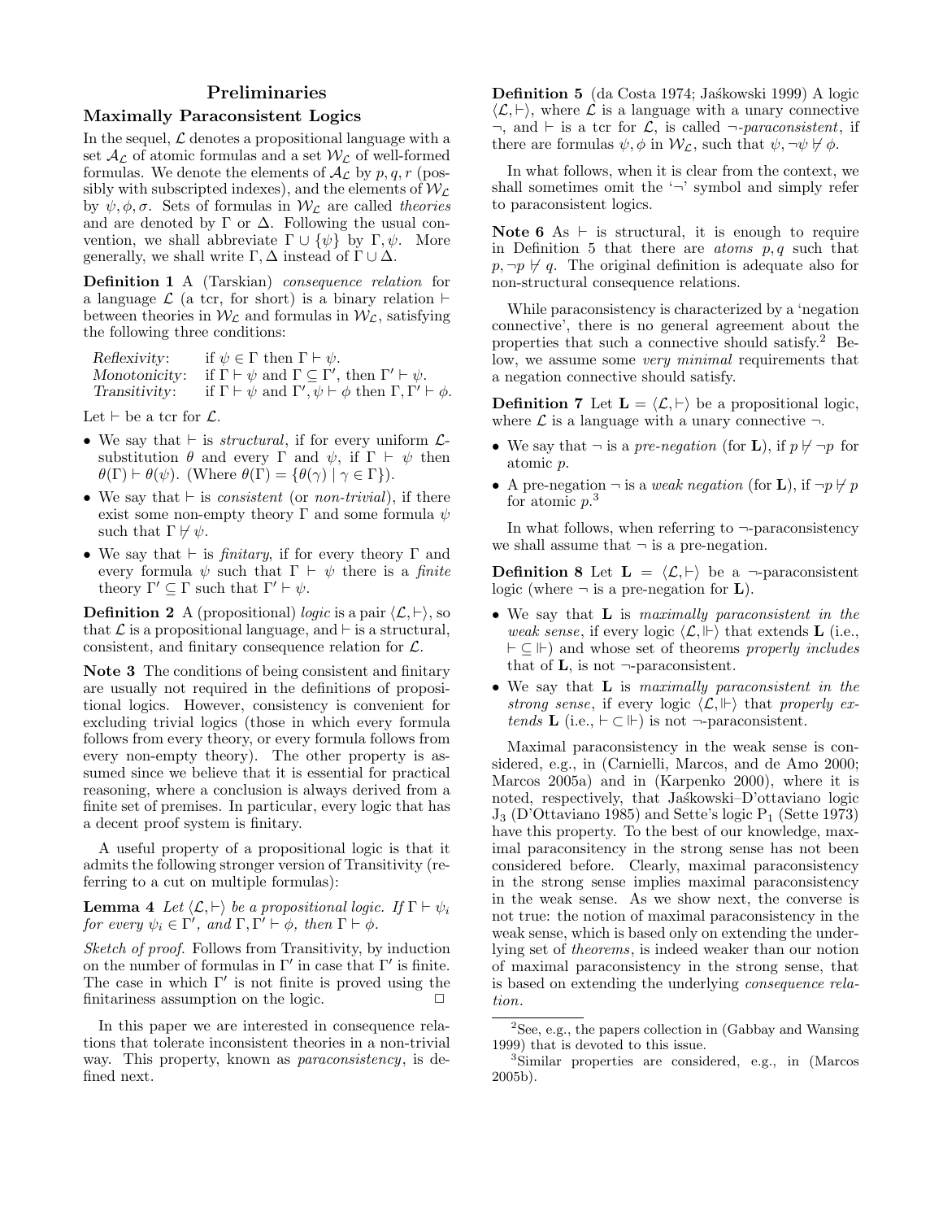# Preliminaries

## Maximally Paraconsistent Logics

In the sequel, $\mathcal{L}$ denotes a propositional language with a set $\mathcal{A}_\mathcal{L}$ of atomic formulas and a set $\mathcal{W}_\mathcal{L}$ of well-formed formulas. We denote the elements of $\mathcal{A}_\mathcal{L}$ by $p, q, r$ (possibly with subscripted indexes), and the elements of $\mathcal{W}_\mathcal{L}$ by $\psi, \phi, \sigma$. Sets of formulas in $\mathcal{W}_\mathcal{L}$ are called *theories* and are denoted by $\Gamma$ or $\Delta$. Following the usual convention, we shall abbreviate $\Gamma \cup \{\psi\}$ by $\Gamma, \psi$. More generally, we shall write $\Gamma, \Delta$ instead of $\Gamma \cup \Delta$.

**Definition 1** A (Tarskian) *consequence relation* for a language $\mathcal{L}$ (a tcr, for short) is a binary relation $\vdash$ between theories in $\mathcal{W}_\mathcal{L}$ and formulas in $\mathcal{W}_\mathcal{L}$, satisfying the following three conditions:

*Reflexivity*: if $\psi \in \Gamma$ then $\Gamma \vdash \psi$.
*Monotonicity*: if $\Gamma \vdash \psi$ and $\Gamma \subseteq \Gamma'$, then $\Gamma' \vdash \psi$.
*Transitivity*: if $\Gamma \vdash \psi$ and $\Gamma', \psi \vdash \phi$ then $\Gamma, \Gamma' \vdash \phi$.

Let $\vdash$ be a tcr for $\mathcal{L}$.

- We say that $\vdash$ is *structural*, if for every uniform $\mathcal{L}$-substitution $\theta$ and every $\Gamma$ and $\psi$, if $\Gamma \vdash \psi$ then $\theta(\Gamma) \vdash \theta(\psi)$. (Where $\theta(\Gamma) = \{\theta(\gamma) \mid \gamma \in \Gamma\}$).
- We say that $\vdash$ is *consistent* (or *non-trivial*), if there exist some non-empty theory $\Gamma$ and some formula $\psi$ such that $\Gamma \not\vdash \psi$.
- We say that $\vdash$ is *finitary*, if for every theory $\Gamma$ and every formula $\psi$ such that $\Gamma \vdash \psi$ there is a *finite* theory $\Gamma' \subseteq \Gamma$ such that $\Gamma' \vdash \psi$.

**Definition 2** A (propositional) *logic* is a pair $\langle \mathcal{L}, \vdash \rangle$, so that $\mathcal{L}$ is a propositional language, and $\vdash$ is a structural, consistent, and finitary consequence relation for $\mathcal{L}$.

**Note 3** The conditions of being consistent and finitary are usually not required in the definitions of propositional logics. However, consistency is convenient for excluding trivial logics (those in which every formula follows from every theory, or every formula follows from every non-empty theory). The other property is assumed since we believe that it is essential for practical reasoning, where a conclusion is always derived from a finite set of premises. In particular, every logic that has a decent proof system is finitary.

A useful property of a propositional logic is that it admits the following stronger version of Transitivity (referring to a cut on multiple formulas):

**Lemma 4** *Let $\langle \mathcal{L}, \vdash \rangle$ be a propositional logic. If $\Gamma \vdash \psi_i$ for every $\psi_i \in \Gamma'$, and $\Gamma, \Gamma' \vdash \phi$, then $\Gamma \vdash \phi$.*

*Sketch of proof.* Follows from Transitivity, by induction on the number of formulas in $\Gamma'$ in case that $\Gamma'$ is finite. The case in which $\Gamma'$ is not finite is proved using the finitariness assumption on the logic. □

In this paper we are interested in consequence relations that tolerate inconsistent theories in a non-trivial way. This property, known as *paraconsistency*, is defined next.

**Definition 5** (da Costa 1974; Jaśkowski 1999) A logic $\langle \mathcal{L}, \vdash \rangle$, where $\mathcal{L}$ is a language with a unary connective $\neg$, and $\vdash$ is a tcr for $\mathcal{L}$, is called *$\neg$-paraconsistent*, if there are formulas $\psi, \phi$ in $\mathcal{W}_\mathcal{L}$, such that $\psi, \neg\psi \not\vdash \phi$.

In what follows, when it is clear from the context, we shall sometimes omit the '$\neg$' symbol and simply refer to paraconsistent logics.

**Note 6** As $\vdash$ is structural, it is enough to require in Definition 5 that there are *atoms* $p, q$ such that $p, \neg p \not\vdash q$. The original definition is adequate also for non-structural consequence relations.

While paraconsistency is characterized by a 'negation connective', there is no general agreement about the properties that such a connective should satisfy.[2] Below, we assume some *very minimal* requirements that a negation connective should satisfy.

**Definition 7** Let $\mathbf{L} = \langle \mathcal{L}, \vdash \rangle$ be a propositional logic, where $\mathcal{L}$ is a language with a unary connective $\neg$.

- We say that $\neg$ is a *pre-negation* (for $\mathbf{L}$), if $p \not\vdash \neg p$ for atomic $p$.
- A pre-negation $\neg$ is a *weak negation* (for $\mathbf{L}$), if $\neg p \not\vdash p$ for atomic $p$.[3]

In what follows, when referring to $\neg$-paraconsistency we shall assume that $\neg$ is a pre-negation.

**Definition 8** Let $\mathbf{L} = \langle \mathcal{L}, \vdash \rangle$ be a $\neg$-paraconsistent logic (where $\neg$ is a pre-negation for $\mathbf{L}$).

- We say that $\mathbf{L}$ is *maximally paraconsistent in the weak sense*, if every logic $\langle \mathcal{L}, \Vdash \rangle$ that extends $\mathbf{L}$ (i.e., $\vdash \subseteq \Vdash$) and whose set of theorems *properly includes* that of $\mathbf{L}$, is not $\neg$-paraconsistent.
- We say that $\mathbf{L}$ is *maximally paraconsistent in the strong sense*, if every logic $\langle \mathcal{L}, \Vdash \rangle$ that *properly extends* $\mathbf{L}$ (i.e., $\vdash \subset \Vdash$) is not $\neg$-paraconsistent.

Maximal paraconsistency in the weak sense is considered, e.g., in (Carnielli, Marcos, and de Amo 2000; Marcos 2005a) and in (Karpenko 2000), where it is noted, respectively, that Jaśkowski–D'ottaviano logic $\mathrm{J}_3$ (D'Ottaviano 1985) and Sette's logic $\mathrm{P}_1$ (Sette 1973) have this property. To the best of our knowledge, maximal paraconsitency in the strong sense has not been considered before. Clearly, maximal paraconsistency in the strong sense implies maximal paraconsistency in the weak sense. As we show next, the converse is not true: the notion of maximal paraconsistency in the weak sense, which is based only on extending the underlying set of *theorems*, is indeed weaker than our notion of maximal paraconsistency in the strong sense, that is based on extending the underlying *consequence relation*.

[2] See, e.g., the papers collection in (Gabbay and Wansing 1999) that is devoted to this issue.

[3] Similar properties are considered, e.g., in (Marcos 2005b).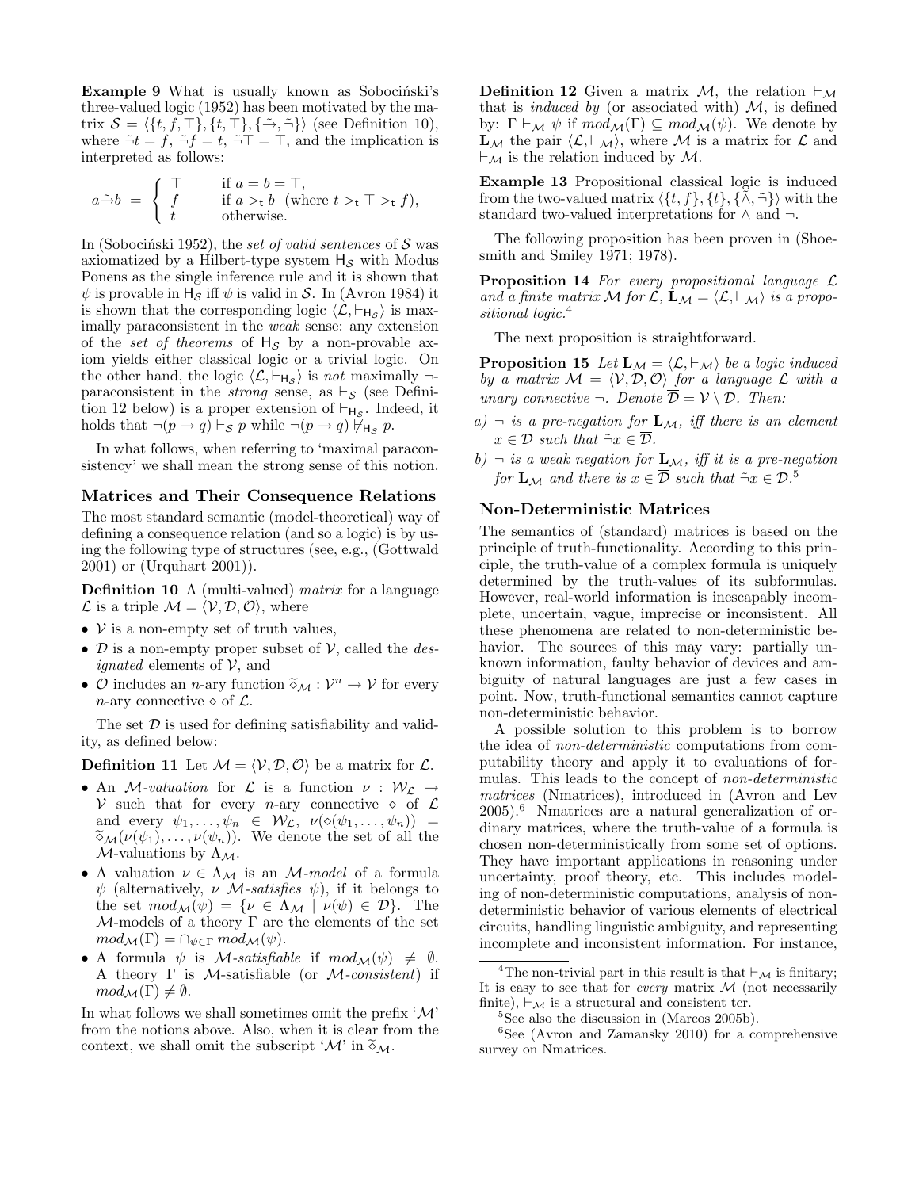**Example 9** What is usually known as Sobociński's three-valued logic (1952) has been motivated by the matrix $\mathcal{S} = \langle \{t, f, \top\}, \{t, \top\}, \{\tilde{\to}, \tilde{\neg}\} \rangle$ (see Definition 10), where $\tilde{\neg} t = f$, $\tilde{\neg} f = t$, $\tilde{\neg} \top = \top$, and the implication is interpreted as follows:

$$a \tilde{\to} b = \begin{cases} \top & \text{if } a = b = \top, \\ f & \text{if } a >_{\mathsf{t}} b \ \text{ (where } t >_{\mathsf{t}} \top >_{\mathsf{t}} f\text{)}, \\ t & \text{otherwise.} \end{cases}$$

In (Sobociński 1952), the *set of valid sentences* of $\mathcal{S}$ was axiomatized by a Hilbert-type system $\mathsf{H}_\mathcal{S}$ with Modus Ponens as the single inference rule and it is shown that $\psi$ is provable in $\mathsf{H}_\mathcal{S}$ iff $\psi$ is valid in $\mathcal{S}$. In (Avron 1984) it is shown that the corresponding logic $\langle \mathcal{L}, \vdash_{\mathsf{H}_\mathcal{S}} \rangle$ is maximally paraconsistent in the *weak* sense: any extension of the *set of theorems* of $\mathsf{H}_\mathcal{S}$ by a non-provable axiom yields either classical logic or a trivial logic. On the other hand, the logic $\langle \mathcal{L}, \vdash_{\mathsf{H}_\mathcal{S}} \rangle$ is *not* maximally $\neg$-paraconsistent in the *strong* sense, as $\vdash_\mathcal{S}$ (see Definition 12 below) is a proper extension of $\vdash_{\mathsf{H}_\mathcal{S}}$. Indeed, it holds that $\neg(p \to q) \vdash_\mathcal{S} p$ while $\neg(p \to q) \not\vdash_{\mathsf{H}_\mathcal{S}} p$.

In what follows, when referring to 'maximal paraconsistency' we shall mean the strong sense of this notion.

## Matrices and Their Consequence Relations

The most standard semantic (model-theoretical) way of defining a consequence relation (and so a logic) is by using the following type of structures (see, e.g., (Gottwald 2001) or (Urquhart 2001)).

**Definition 10** A (multi-valued) *matrix* for a language $\mathcal{L}$ is a triple $\mathcal{M} = \langle \mathcal{V}, \mathcal{D}, \mathcal{O} \rangle$, where

- $\mathcal{V}$ is a non-empty set of truth values,
- $\mathcal{D}$ is a non-empty proper subset of $\mathcal{V}$, called the *designated* elements of $\mathcal{V}$, and
- $\mathcal{O}$ includes an $n$-ary function $\widetilde{\diamond}_\mathcal{M} : \mathcal{V}^n \to \mathcal{V}$ for every $n$-ary connective $\diamond$ of $\mathcal{L}$.

The set $\mathcal{D}$ is used for defining satisfiability and validity, as defined below:

**Definition 11** Let $\mathcal{M} = \langle \mathcal{V}, \mathcal{D}, \mathcal{O} \rangle$ be a matrix for $\mathcal{L}$.

- An $\mathcal{M}$*-valuation* for $\mathcal{L}$ is a function $\nu : \mathcal{W}_\mathcal{L} \to \mathcal{V}$ such that for every $n$-ary connective $\diamond$ of $\mathcal{L}$ and every $\psi_1, \ldots, \psi_n \in \mathcal{W}_\mathcal{L}$, $\nu(\diamond(\psi_1, \ldots, \psi_n)) = \widetilde{\diamond}_\mathcal{M}(\nu(\psi_1), \ldots, \nu(\psi_n))$. We denote the set of all the $\mathcal{M}$-valuations by $\Lambda_\mathcal{M}$.
- A valuation $\nu \in \Lambda_\mathcal{M}$ is an $\mathcal{M}$*-model* of a formula $\psi$ (alternatively, $\nu$ $\mathcal{M}$*-satisfies* $\psi$), if it belongs to the set $mod_\mathcal{M}(\psi) = \{\nu \in \Lambda_\mathcal{M} \mid \nu(\psi) \in \mathcal{D}\}$. The $\mathcal{M}$-models of a theory $\Gamma$ are the elements of the set $mod_\mathcal{M}(\Gamma) = \cap_{\psi \in \Gamma} mod_\mathcal{M}(\psi)$.
- A formula $\psi$ is $\mathcal{M}$*-satisfiable* if $mod_\mathcal{M}(\psi) \neq \emptyset$. A theory $\Gamma$ is $\mathcal{M}$-satisfiable (or $\mathcal{M}$*-consistent*) if $mod_\mathcal{M}(\Gamma) \neq \emptyset$.

In what follows we shall sometimes omit the prefix '$\mathcal{M}$' from the notions above. Also, when it is clear from the context, we shall omit the subscript '$\mathcal{M}$' in $\widetilde{\diamond}_\mathcal{M}$.

**Definition 12** Given a matrix $\mathcal{M}$, the relation $\vdash_\mathcal{M}$ that is *induced by* (or associated with) $\mathcal{M}$, is defined by: $\Gamma \vdash_\mathcal{M} \psi$ if $mod_\mathcal{M}(\Gamma) \subseteq mod_\mathcal{M}(\psi)$. We denote by $\mathbf{L}_\mathcal{M}$ the pair $\langle \mathcal{L}, \vdash_\mathcal{M} \rangle$, where $\mathcal{M}$ is a matrix for $\mathcal{L}$ and $\vdash_\mathcal{M}$ is the relation induced by $\mathcal{M}$.

**Example 13** Propositional classical logic is induced from the two-valued matrix $\langle \{t, f\}, \{t\}, \{\tilde{\wedge}, \tilde{\neg}\} \rangle$ with the standard two-valued interpretations for $\wedge$ and $\neg$.

The following proposition has been proven in (Shoesmith and Smiley 1971; 1978).

**Proposition 14** *For every propositional language $\mathcal{L}$ and a finite matrix $\mathcal{M}$ for $\mathcal{L}$, $\mathbf{L}_\mathcal{M} = \langle \mathcal{L}, \vdash_\mathcal{M} \rangle$ is a propositional logic.*[4]

The next proposition is straightforward.

**Proposition 15** *Let $\mathbf{L}_\mathcal{M} = \langle \mathcal{L}, \vdash_\mathcal{M} \rangle$ be a logic induced by a matrix $\mathcal{M} = \langle \mathcal{V}, \mathcal{D}, \mathcal{O} \rangle$ for a language $\mathcal{L}$ with a unary connective $\neg$. Denote $\overline{\mathcal{D}} = \mathcal{V} \setminus \mathcal{D}$. Then:*

*a) $\neg$ is a pre-negation for $\mathbf{L}_\mathcal{M}$, iff there is an element $x \in \mathcal{D}$ such that $\tilde{\neg} x \in \overline{\mathcal{D}}$.*

*b) $\neg$ is a weak negation for $\mathbf{L}_\mathcal{M}$, iff it is a pre-negation for $\mathbf{L}_\mathcal{M}$ and there is $x \in \overline{\mathcal{D}}$ such that $\tilde{\neg} x \in \mathcal{D}$.*[5]

## Non-Deterministic Matrices

The semantics of (standard) matrices is based on the principle of truth-functionality. According to this principle, the truth-value of a complex formula is uniquely determined by the truth-values of its subformulas. However, real-world information is inescapably incomplete, uncertain, vague, imprecise or inconsistent. All these phenomena are related to non-deterministic behavior. The sources of this may vary: partially unknown information, faulty behavior of devices and ambiguity of natural languages are just a few cases in point. Now, truth-functional semantics cannot capture non-deterministic behavior.

A possible solution to this problem is to borrow the idea of *non-deterministic* computations from computability theory and apply it to evaluations of formulas. This leads to the concept of *non-deterministic matrices* (Nmatrices), introduced in (Avron and Lev 2005).[6] Nmatrices are a natural generalization of ordinary matrices, where the truth-value of a formula is chosen non-deterministically from some set of options. They have important applications in reasoning under uncertainty, proof theory, etc. This includes modeling of non-deterministic computations, analysis of non-deterministic behavior of various elements of electrical circuits, handling linguistic ambiguity, and representing incomplete and inconsistent information. For instance,

---

[4] The non-trivial part in this result is that $\vdash_\mathcal{M}$ is finitary; It is easy to see that for *every* matrix $\mathcal{M}$ (not necessarily finite), $\vdash_\mathcal{M}$ is a structural and consistent tcr.

[5] See also the discussion in (Marcos 2005b).

[6] See (Avron and Zamansky 2010) for a comprehensive survey on Nmatrices.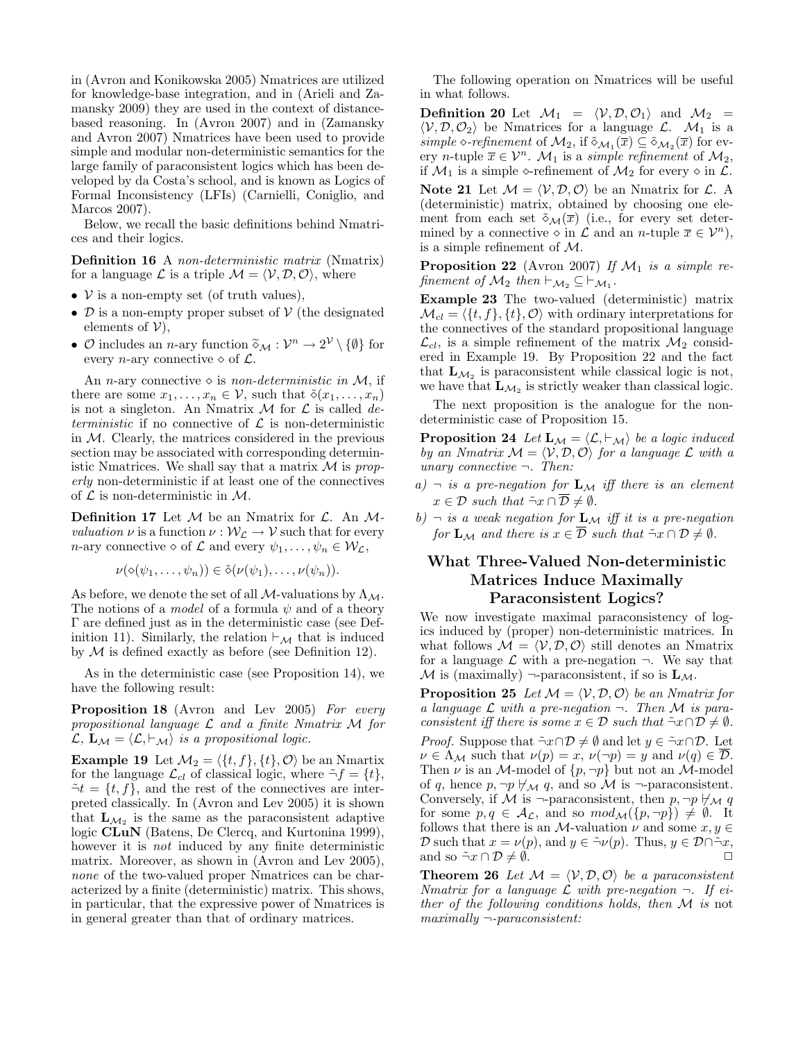in (Avron and Konikowska 2005) Nmatrices are utilized for knowledge-base integration, and in (Arieli and Zamansky 2009) they are used in the context of distance-based reasoning. In (Avron 2007) and in (Zamansky and Avron 2007) Nmatrices have been used to provide simple and modular non-deterministic semantics for the large family of paraconsistent logics which has been developed by da Costa's school, and is known as Logics of Formal Inconsistency (LFIs) (Carnielli, Coniglio, and Marcos 2007).

Below, we recall the basic definitions behind Nmatrices and their logics.

**Definition 16** A *non-deterministic matrix* (Nmatrix) for a language $\mathcal{L}$ is a triple $\mathcal{M} = \langle \mathcal{V}, \mathcal{D}, \mathcal{O} \rangle$, where

- $\mathcal{V}$ is a non-empty set (of truth values),
- $\mathcal{D}$ is a non-empty proper subset of $\mathcal{V}$ (the designated elements of $\mathcal{V}$),
- $\mathcal{O}$ includes an $n$-ary function $\widetilde{\diamond}_{\mathcal{M}} : \mathcal{V}^n \to 2^{\mathcal{V}} \setminus \{\emptyset\}$ for every $n$-ary connective $\diamond$ of $\mathcal{L}$.

An $n$-ary connective $\diamond$ is *non-deterministic in* $\mathcal{M}$, if there are some $x_1, \ldots, x_n \in \mathcal{V}$, such that $\tilde{\diamond}(x_1, \ldots, x_n)$ is not a singleton. An Nmatrix $\mathcal{M}$ for $\mathcal{L}$ is called *deterministic* if no connective of $\mathcal{L}$ is non-deterministic in $\mathcal{M}$. Clearly, the matrices considered in the previous section may be associated with corresponding deterministic Nmatrices. We shall say that a matrix $\mathcal{M}$ is *properly* non-deterministic if at least one of the connectives of $\mathcal{L}$ is non-deterministic in $\mathcal{M}$.

**Definition 17** Let $\mathcal{M}$ be an Nmatrix for $\mathcal{L}$. An $\mathcal{M}$-*valuation* $\nu$ is a function $\nu : \mathcal{W}_{\mathcal{L}} \to \mathcal{V}$ such that for every $n$-ary connective $\diamond$ of $\mathcal{L}$ and every $\psi_1, \ldots, \psi_n \in \mathcal{W}_{\mathcal{L}}$,

$$\nu(\diamond(\psi_1, \ldots, \psi_n)) \in \tilde{\diamond}(\nu(\psi_1), \ldots, \nu(\psi_n)).$$

As before, we denote the set of all $\mathcal{M}$-valuations by $\Lambda_{\mathcal{M}}$. The notions of a *model* of a formula $\psi$ and of a theory $\Gamma$ are defined just as in the deterministic case (see Definition 11). Similarly, the relation $\vdash_{\mathcal{M}}$ that is induced by $\mathcal{M}$ is defined exactly as before (see Definition 12).

As in the deterministic case (see Proposition 14), we have the following result:

**Proposition 18** (Avron and Lev 2005) *For every propositional language $\mathcal{L}$ and a finite Nmatrix $\mathcal{M}$ for $\mathcal{L}$, $\mathbf{L}_{\mathcal{M}} = \langle \mathcal{L}, \vdash_{\mathcal{M}} \rangle$ is a propositional logic.*

**Example 19** Let $\mathcal{M}_2 = \langle \{t, f\}, \{t\}, \mathcal{O} \rangle$ be an Nmartix for the language $\mathcal{L}_{cl}$ of classical logic, where $\tilde{\neg} f = \{t\}$, $\tilde{\neg} t = \{t, f\}$, and the rest of the connectives are interpreted classically. In (Avron and Lev 2005) it is shown that $\mathbf{L}_{\mathcal{M}_2}$ is the same as the paraconsistent adaptive logic **CLuN** (Batens, De Clercq, and Kurtonina 1999), however it is *not* induced by any finite deterministic matrix. Moreover, as shown in (Avron and Lev 2005), *none* of the two-valued proper Nmatrices can be characterized by a finite (deterministic) matrix. This shows, in particular, that the expressive power of Nmatrices is in general greater than that of ordinary matrices.

The following operation on Nmatrices will be useful in what follows.

**Definition 20** Let $\mathcal{M}_1 = \langle \mathcal{V}, \mathcal{D}, \mathcal{O}_1 \rangle$ and $\mathcal{M}_2 = \langle \mathcal{V}, \mathcal{D}, \mathcal{O}_2 \rangle$ be Nmatrices for a language $\mathcal{L}$. $\mathcal{M}_1$ is a *simple $\diamond$-refinement* of $\mathcal{M}_2$, if $\tilde{\diamond}_{\mathcal{M}_1}(\overline{x}) \subseteq \tilde{\diamond}_{\mathcal{M}_2}(\overline{x})$ for every $n$-tuple $\overline{x} \in \mathcal{V}^n$. $\mathcal{M}_1$ is a *simple refinement* of $\mathcal{M}_2$, if $\mathcal{M}_1$ is a simple $\diamond$-refinement of $\mathcal{M}_2$ for every $\diamond$ in $\mathcal{L}$.

**Note 21** Let $\mathcal{M} = \langle \mathcal{V}, \mathcal{D}, \mathcal{O} \rangle$ be an Nmatrix for $\mathcal{L}$. A (deterministic) matrix, obtained by choosing one element from each set $\tilde{\diamond}_{\mathcal{M}}(\overline{x})$ (i.e., for every set determined by a connective $\diamond$ in $\mathcal{L}$ and an $n$-tuple $\overline{x} \in \mathcal{V}^n$), is a simple refinement of $\mathcal{M}$.

**Proposition 22** (Avron 2007) *If $\mathcal{M}_1$ is a simple refinement of $\mathcal{M}_2$ then $\vdash_{\mathcal{M}_2} \subseteq \vdash_{\mathcal{M}_1}$.*

**Example 23** The two-valued (deterministic) matrix $\mathcal{M}_{cl} = \langle \{t, f\}, \{t\}, \mathcal{O} \rangle$ with ordinary interpretations for the connectives of the standard propositional language $\mathcal{L}_{cl}$, is a simple refinement of the matrix $\mathcal{M}_2$ considered in Example 19. By Proposition 22 and the fact that $\mathbf{L}_{\mathcal{M}_2}$ is paraconsistent while classical logic is not, we have that $\mathbf{L}_{\mathcal{M}_2}$ is strictly weaker than classical logic.

The next proposition is the analogue for the non-deterministic case of Proposition 15.

**Proposition 24** *Let $\mathbf{L}_{\mathcal{M}} = \langle \mathcal{L}, \vdash_{\mathcal{M}} \rangle$ be a logic induced by an Nmatrix $\mathcal{M} = \langle \mathcal{V}, \mathcal{D}, \mathcal{O} \rangle$ for a language $\mathcal{L}$ with a unary connective $\neg$. Then:*

*a) $\neg$ is a pre-negation for $\mathbf{L}_{\mathcal{M}}$ iff there is an element $x \in \mathcal{D}$ such that $\tilde{\neg} x \cap \overline{\mathcal{D}} \neq \emptyset$.*

*b) $\neg$ is a weak negation for $\mathbf{L}_{\mathcal{M}}$ iff it is a pre-negation for $\mathbf{L}_{\mathcal{M}}$ and there is $x \in \overline{\mathcal{D}}$ such that $\tilde{\neg} x \cap \mathcal{D} \neq \emptyset$.*

## What Three-Valued Non-deterministic Matrices Induce Maximally Paraconsistent Logics?

We now investigate maximal paraconsistency of logics induced by (proper) non-deterministic matrices. In what follows $\mathcal{M} = \langle \mathcal{V}, \mathcal{D}, \mathcal{O} \rangle$ still denotes an Nmatrix for a language $\mathcal{L}$ with a pre-negation $\neg$. We say that $\mathcal{M}$ is (maximally) $\neg$-paraconsistent, if so is $\mathbf{L}_{\mathcal{M}}$.

**Proposition 25** *Let $\mathcal{M} = \langle \mathcal{V}, \mathcal{D}, \mathcal{O} \rangle$ be an Nmatrix for a language $\mathcal{L}$ with a pre-negation $\neg$. Then $\mathcal{M}$ is paraconsistent iff there is some $x \in \mathcal{D}$ such that $\tilde{\neg} x \cap \mathcal{D} \neq \emptyset$.*

*Proof.* Suppose that $\tilde{\neg} x \cap \mathcal{D} \neq \emptyset$ and let $y \in \tilde{\neg} x \cap \mathcal{D}$. Let $\nu \in \Lambda_{\mathcal{M}}$ such that $\nu(p) = x$, $\nu(\neg p) = y$ and $\nu(q) \in \overline{\mathcal{D}}$. Then $\nu$ is an $\mathcal{M}$-model of $\{p, \neg p\}$ but not an $\mathcal{M}$-model of $q$, hence $p, \neg p \not\vdash_{\mathcal{M}} q$, and so $\mathcal{M}$ is $\neg$-paraconsistent. Conversely, if $\mathcal{M}$ is $\neg$-paraconsistent, then $p, \neg p \not\vdash_{\mathcal{M}} q$ for some $p, q \in \mathcal{A}_{\mathcal{L}}$, and so $mod_{\mathcal{M}}(\{p, \neg p\}) \neq \emptyset$. It follows that there is an $\mathcal{M}$-valuation $\nu$ and some $x, y \in \mathcal{D}$ such that $x = \nu(p)$, and $y \in \tilde{\neg} \nu(p)$. Thus, $y \in \mathcal{D} \cap \tilde{\neg} x$, and so $\tilde{\neg} x \cap \mathcal{D} \neq \emptyset$. □

**Theorem 26** *Let $\mathcal{M} = \langle \mathcal{V}, \mathcal{D}, \mathcal{O} \rangle$ be a paraconsistent Nmatrix for a language $\mathcal{L}$ with pre-negation $\neg$. If either of the following conditions holds, then $\mathcal{M}$ is* not *maximally $\neg$-paraconsistent:*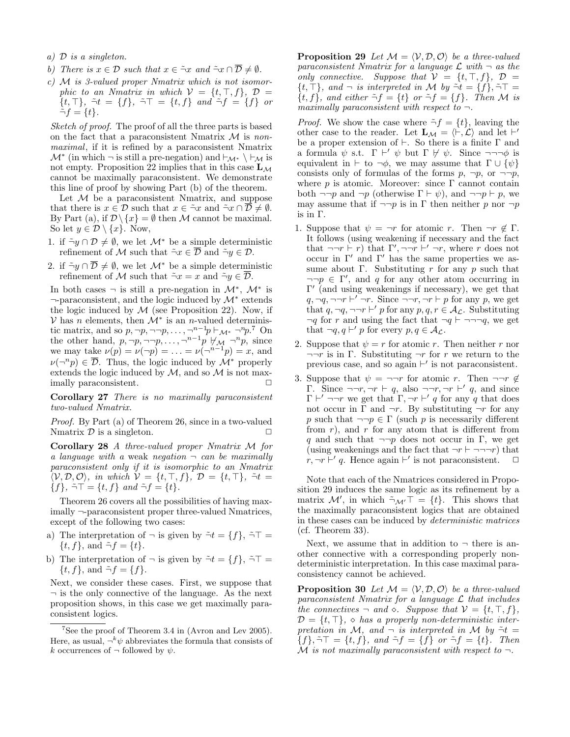a) $\mathcal{D}$ *is a singleton.*

b) *There is $x \in \mathcal{D}$ such that $x \in \tilde{\neg}x$ and $\tilde{\neg}x \cap \overline{\mathcal{D}} \neq \emptyset$.*

c) $\mathcal{M}$ *is 3-valued proper Nmatrix which is not isomorphic to an Nmatrix in which $\mathcal{V} = \{t, \top, f\}$, $\mathcal{D} = \{t, \top\}$, $\tilde{\neg}t = \{f\}$, $\tilde{\neg}\top = \{t, f\}$ and $\tilde{\neg}f = \{f\}$ or $\tilde{\neg}f = \{t\}$.*

*Sketch of proof.* The proof of all the three parts is based on the fact that a paraconsistent Nmatrix $\mathcal{M}$ is *non-maximal*, if it is refined by a paraconsistent Nmatrix $\mathcal{M}^*$ (in which $\neg$ is still a pre-negation) and $\vdash_{\mathcal{M}^*} \setminus \vdash_{\mathcal{M}}$ is not empty. Proposition 22 implies that in this case $\mathbf{L}_{\mathcal{M}}$ cannot be maximally paraconsistent. We demonstrate this line of proof by showing Part (b) of the theorem.

Let $\mathcal{M}$ be a paraconsistent Nmatrix, and suppose that there is $x \in \mathcal{D}$ such that $x \in \tilde{\neg}x$ and $\tilde{\neg}x \cap \overline{\mathcal{D}} \neq \emptyset$. By Part (a), if $\mathcal{D} \setminus \{x\} = \emptyset$ then $\mathcal{M}$ cannot be maximal. So let $y \in \mathcal{D} \setminus \{x\}$. Now,

1. if $\tilde{\neg}y \cap \mathcal{D} \neq \emptyset$, we let $\mathcal{M}^*$ be a simple deterministic refinement of $\mathcal{M}$ such that $\tilde{\neg}x \in \overline{\mathcal{D}}$ and $\tilde{\neg}y \in \mathcal{D}$.
2. if $\tilde{\neg}y \cap \overline{\mathcal{D}} \neq \emptyset$, we let $\mathcal{M}^*$ be a simple deterministic refinement of $\mathcal{M}$ such that $\tilde{\neg}x = x$ and $\tilde{\neg}y \in \overline{\mathcal{D}}$.

In both cases $\neg$ is still a pre-negation in $\mathcal{M}^*$, $\mathcal{M}^*$ is $\neg$-paraconsistent, and the logic induced by $\mathcal{M}^*$ extends the logic induced by $\mathcal{M}$ (see Proposition 22). Now, if $\mathcal{V}$ has $n$ elements, then $\mathcal{M}^*$ is an $n$-valued deterministic matrix, and so $p, \neg p, \neg\neg p, \ldots, \neg^{n-1}p \vdash_{\mathcal{M}^*} \neg^n p$.[7] On the other hand, $p, \neg p, \neg\neg p, \ldots, \neg^{n-1}p \not\vdash_{\mathcal{M}} \neg^n p$, since we may take $\nu(p) = \nu(\neg p) = \ldots = \nu(\neg^{n-1}p) = x$, and $\nu(\neg^n p) \in \overline{\mathcal{D}}$. Thus, the logic induced by $\mathcal{M}^*$ properly extends the logic induced by $\mathcal{M}$, and so $\mathcal{M}$ is not maximally paraconsistent. $\Box$

**Corollary 27** *There is no maximally paraconsistent two-valued Nmatrix.*

*Proof.* By Part (a) of Theorem 26, since in a two-valued Nmatrix $\mathcal{D}$ is a singleton. $\Box$

**Corollary 28** *A three-valued proper Nmatrix $\mathcal{M}$ for a language with a* weak *negation $\neg$ can be maximally paraconsistent only if it is isomorphic to an Nmatrix $\langle \mathcal{V}, \mathcal{D}, \mathcal{O} \rangle$, in which $\mathcal{V} = \{t, \top, f\}$, $\mathcal{D} = \{t, \top\}$, $\tilde{\neg}t = \{f\}$, $\tilde{\neg}\top = \{t, f\}$ and $\tilde{\neg}f = \{t\}$.*

Theorem 26 covers all the possibilities of having maximally $\neg$-paraconsistent proper three-valued Nmatrices, except of the following two cases:

a) The interpretation of $\neg$ is given by $\tilde{\neg}t = \{f\}$, $\tilde{\neg}\top = \{t, f\}$, and $\tilde{\neg}f = \{t\}$.

b) The interpretation of $\neg$ is given by $\tilde{\neg}t = \{f\}$, $\tilde{\neg}\top = \{t, f\}$, and $\tilde{\neg}f = \{f\}$.

Next, we consider these cases. First, we suppose that $\neg$ is the only connective of the language. As the next proposition shows, in this case we get maximally paraconsistent logics.

[7] See the proof of Theorem 3.4 in (Avron and Lev 2005). Here, as usual, $\neg^k\psi$ abbreviates the formula that consists of $k$ occurrences of $\neg$ followed by $\psi$.

**Proposition 29** *Let $\mathcal{M} = \langle \mathcal{V}, \mathcal{D}, \mathcal{O} \rangle$ be a three-valued paraconsistent Nmatrix for a language $\mathcal{L}$ with $\neg$ as the only connective. Suppose that $\mathcal{V} = \{t, \top, f\}$, $\mathcal{D} = \{t, \top\}$, and $\neg$ is interpreted in $\mathcal{M}$ by $\tilde{\neg}t = \{f\}$, $\tilde{\neg}\top = \{t, f\}$, and either $\tilde{\neg}f = \{t\}$ or $\tilde{\neg}f = \{f\}$. Then $\mathcal{M}$ is maximally paraconsistent with respect to $\neg$.*

*Proof.* We show the case where $\tilde{\neg}f = \{t\}$, leaving the other case to the reader. Let $\mathbf{L}_{\mathcal{M}} = \langle \vdash, \mathcal{L} \rangle$ and let $\vdash'$ be a proper extension of $\vdash$. So there is a finite $\Gamma$ and a formula $\psi$ s.t. $\Gamma \vdash' \psi$ but $\Gamma \not\vdash \psi$. Since $\neg\neg\neg\phi$ is equivalent in $\vdash$ to $\neg\phi$, we may assume that $\Gamma \cup \{\psi\}$ consists only of formulas of the forms $p$, $\neg p$, or $\neg\neg p$, where $p$ is atomic. Moreover: since $\Gamma$ cannot contain both $\neg\neg p$ and $\neg p$ (otherwise $\Gamma \vdash \psi$), and $\neg\neg p \vdash p$, we may assume that if $\neg\neg p$ is in $\Gamma$ then neither $p$ nor $\neg p$ is in $\Gamma$.

1. Suppose that $\psi = \neg r$ for atomic $r$. Then $\neg r \notin \Gamma$. It follows (using weakening if necessary and the fact that $\neg\neg r \vdash r$) that $\Gamma', \neg\neg r \vdash' \neg r$, where $r$ does not occur in $\Gamma'$ and $\Gamma'$ has the same properties we assume about $\Gamma$. Substituting $r$ for any $p$ such that $\neg\neg p \in \Gamma'$, and $q$ for any other atom occurring in $\Gamma'$ (and using weakenings if necessary), we get that $q, \neg q, \neg\neg r \vdash' \neg r$. Since $\neg\neg r, \neg r \vdash p$ for any $p$, we get that $q, \neg q, \neg\neg r \vdash' p$ for any $p, q, r \in \mathcal{A}_{\mathcal{L}}$. Substituting $\neg q$ for $r$ and using the fact that $\neg q \vdash \neg\neg\neg q$, we get that $\neg q, q \vdash' p$ for every $p, q \in \mathcal{A}_{\mathcal{L}}$.
2. Suppose that $\psi = r$ for atomic $r$. Then neither $r$ nor $\neg\neg r$ is in $\Gamma$. Substituting $\neg r$ for $r$ we return to the previous case, and so again $\vdash'$ is not paraconsistent.
3. Suppose that $\psi = \neg\neg r$ for atomic $r$. Then $\neg\neg r \notin \Gamma$. Since $\neg\neg r, \neg r \vdash q$, also $\neg\neg r, \neg r \vdash' q$, and since $\Gamma \vdash' \neg\neg r$ we get that $\Gamma, \neg r \vdash' q$ for any $q$ that does not occur in $\Gamma$ and $\neg r$. By substituting $\neg r$ for any $p$ such that $\neg\neg p \in \Gamma$ (such $p$ is necessarily different from $r$), and $r$ for any atom that is different from $q$ and such that $\neg\neg p$ does not occur in $\Gamma$, we get (using weakenings and the fact that $\neg r \vdash \neg\neg\neg r$) that $r, \neg r \vdash' q$. Hence again $\vdash'$ is not paraconsistent. $\Box$

Note that each of the Nmatrices considered in Proposition 29 induces the same logic as its refinement by a matrix $\mathcal{M}'$, in which $\tilde{\neg}_{\mathcal{M}'}\top = \{t\}$. This shows that the maximally paraconsistent logics that are obtained in these cases can be induced by *deterministic matrices* (cf. Theorem 33).

Next, we assume that in addition to $\neg$ there is another connective with a corresponding properly non-deterministic interpretation. In this case maximal paraconsistency cannot be achieved.

**Proposition 30** *Let $\mathcal{M} = \langle \mathcal{V}, \mathcal{D}, \mathcal{O} \rangle$ be a three-valued paraconsistent Nmatrix for a language $\mathcal{L}$ that includes the connectives $\neg$ and $\diamond$. Suppose that $\mathcal{V} = \{t, \top, f\}$, $\mathcal{D} = \{t, \top\}$, $\diamond$ has a properly non-deterministic interpretation in $\mathcal{M}$, and $\neg$ is interpreted in $\mathcal{M}$ by $\tilde{\neg}t = \{f\}$, $\tilde{\neg}\top = \{t, f\}$, and $\tilde{\neg}f = \{f\}$ or $\tilde{\neg}f = \{t\}$. Then $\mathcal{M}$ is not maximally paraconsistent with respect to $\neg$.*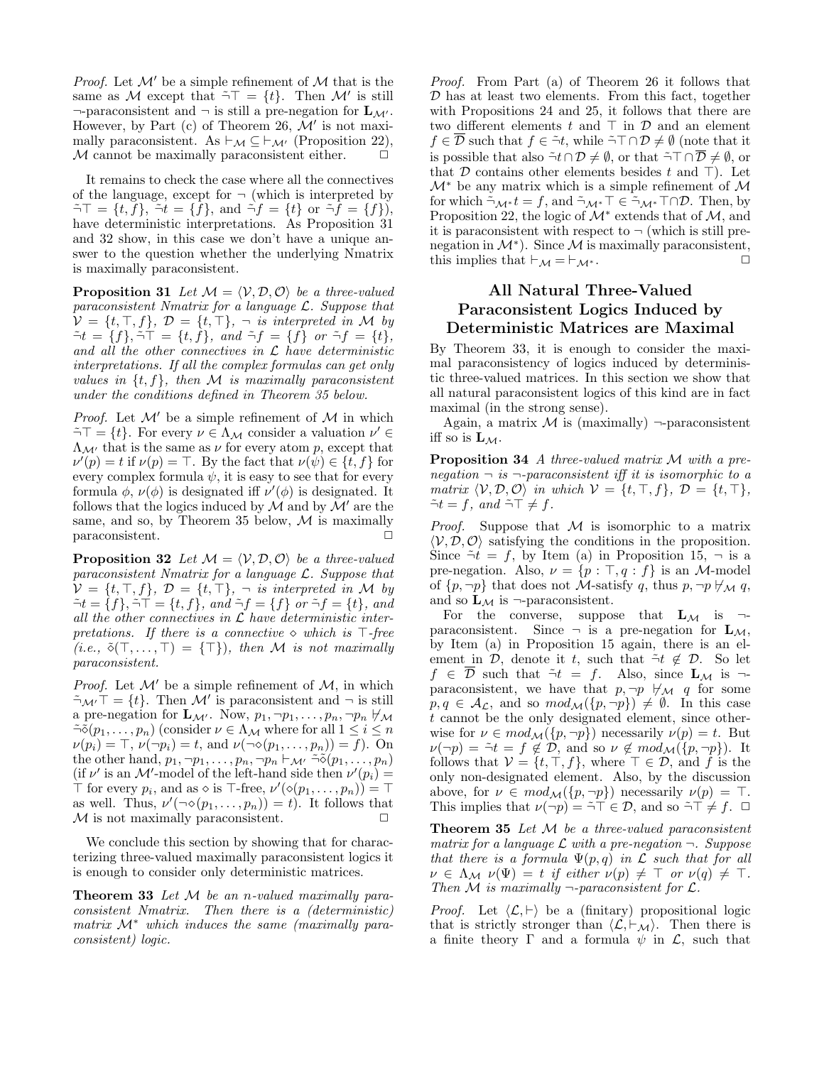*Proof.* Let $\mathcal{M}'$ be a simple refinement of $\mathcal{M}$ that is the same as $\mathcal{M}$ except that $\tilde{\neg}\top = \{t\}$. Then $\mathcal{M}'$ is still $\neg$-paraconsistent and $\neg$ is still a pre-negation for $\mathbf{L}_{\mathcal{M}'}$. However, by Part (c) of Theorem 26, $\mathcal{M}'$ is not maximally paraconsistent. As $\vdash_{\mathcal{M}} \subseteq \vdash_{\mathcal{M}'}$ (Proposition 22), $\mathcal{M}$ cannot be maximally paraconsistent either. $\Box$

It remains to check the case where all the connectives of the language, except for $\neg$ (which is interpreted by $\tilde{\neg}\top = \{t, f\}$, $\tilde{\neg}t = \{f\}$, and $\tilde{\neg}f = \{t\}$ or $\tilde{\neg}f = \{f\}$), have deterministic interpretations. As Proposition 31 and 32 show, in this case we don't have a unique answer to the question whether the underlying Nmatrix is maximally paraconsistent.

**Proposition 31** *Let $\mathcal{M} = \langle \mathcal{V}, \mathcal{D}, \mathcal{O}\rangle$ be a three-valued paraconsistent Nmatrix for a language $\mathcal{L}$. Suppose that $\mathcal{V} = \{t, \top, f\}$, $\mathcal{D} = \{t, \top\}$, $\neg$ is interpreted in $\mathcal{M}$ by $\tilde{\neg}t = \{f\}, \tilde{\neg}\top = \{t, f\}$, and $\tilde{\neg}f = \{f\}$ or $\tilde{\neg}f = \{t\}$, and all the other connectives in $\mathcal{L}$ have deterministic interpretations. If all the complex formulas can get only values in $\{t, f\}$, then $\mathcal{M}$ is maximally paraconsistent under the conditions defined in Theorem 35 below.*

*Proof.* Let $\mathcal{M}'$ be a simple refinement of $\mathcal{M}$ in which $\tilde{\neg}\top = \{t\}$. For every $\nu \in \Lambda_{\mathcal{M}}$ consider a valuation $\nu' \in \Lambda_{\mathcal{M}'}$ that is the same as $\nu$ for every atom $p$, except that $\nu'(p) = t$ if $\nu(p) = \top$. By the fact that $\nu(\psi) \in \{t, f\}$ for every complex formula $\psi$, it is easy to see that for every formula $\phi$, $\nu(\phi)$ is designated iff $\nu'(\phi)$ is designated. It follows that the logics induced by $\mathcal{M}$ and by $\mathcal{M}'$ are the same, and so, by Theorem 35 below, $\mathcal{M}$ is maximally paraconsistent. $\Box$

**Proposition 32** *Let $\mathcal{M} = \langle \mathcal{V}, \mathcal{D}, \mathcal{O}\rangle$ be a three-valued paraconsistent Nmatrix for a language $\mathcal{L}$. Suppose that $\mathcal{V} = \{t, \top, f\}$, $\mathcal{D} = \{t, \top\}$, $\neg$ is interpreted in $\mathcal{M}$ by $\tilde{\neg}t = \{f\}, \tilde{\neg}\top = \{t, f\}$, and $\tilde{\neg}f = \{f\}$ or $\tilde{\neg}f = \{t\}$, and all the other connectives in $\mathcal{L}$ have deterministic interpretations. If there is a connective $\diamond$ which is $\top$-free (i.e., $\tilde{\diamond}(\top, \ldots, \top) = \{\top\}$), then $\mathcal{M}$ is not maximally paraconsistent.*

*Proof.* Let $\mathcal{M}'$ be a simple refinement of $\mathcal{M}$, in which $\tilde{\neg}_{\mathcal{M}'}\top = \{t\}$. Then $\mathcal{M}'$ is paraconsistent and $\neg$ is still a pre-negation for $\mathbf{L}_{\mathcal{M}'}$. Now, $p_1, \neg p_1, \ldots, p_n, \neg p_n \not\vdash_{\mathcal{M}} \tilde{\neg}\tilde{\diamond}(p_1, \ldots, p_n)$ (consider $\nu \in \Lambda_{\mathcal{M}}$ where for all $1 \leq i \leq n$ $\nu(p_i) = \top$, $\nu(\neg p_i) = t$, and $\nu(\neg\diamond(p_1, \ldots, p_n)) = f$). On the other hand, $p_1, \neg p_1, \ldots, p_n, \neg p_n \vdash_{\mathcal{M}'} \tilde{\neg}\tilde{\diamond}(p_1, \ldots, p_n)$ (if $\nu'$ is an $\mathcal{M}'$-model of the left-hand side then $\nu'(p_i) = \top$ for every $p_i$, and as $\diamond$ is $\top$-free, $\nu'(\diamond(p_1, \ldots, p_n)) = \top$ as well. Thus, $\nu'(\neg\diamond(p_1, \ldots, p_n)) = t$). It follows that $\mathcal{M}$ is not maximally paraconsistent. $\Box$

We conclude this section by showing that for characterizing three-valued maximally paraconsistent logics it is enough to consider only deterministic matrices.

**Theorem 33** *Let $\mathcal{M}$ be an $n$-valued maximally paraconsistent Nmatrix. Then there is a (deterministic) matrix $\mathcal{M}^*$ which induces the same (maximally paraconsistent) logic.*

*Proof.* From Part (a) of Theorem 26 it follows that $\mathcal{D}$ has at least two elements. From this fact, together with Propositions 24 and 25, it follows that there are two different elements $t$ and $\top$ in $\mathcal{D}$ and an element $f \in \overline{\mathcal{D}}$ such that $f \in \tilde{\neg}t$, while $\tilde{\neg}\top \cap \mathcal{D} \neq \emptyset$ (note that it is possible that also $\tilde{\neg}t \cap \mathcal{D} \neq \emptyset$, or that $\tilde{\neg}\top \cap \overline{\mathcal{D}} \neq \emptyset$, or that $\mathcal{D}$ contains other elements besides $t$ and $\top$). Let $\mathcal{M}^*$ be any matrix which is a simple refinement of $\mathcal{M}$ for which $\tilde{\neg}_{\mathcal{M}^*}t = f$, and $\tilde{\neg}_{\mathcal{M}^*}\top \in \tilde{\neg}_{\mathcal{M}^*}\top \cap \mathcal{D}$. Then, by Proposition 22, the logic of $\mathcal{M}^*$ extends that of $\mathcal{M}$, and it is paraconsistent with respect to $\neg$ (which is still pre-negation in $\mathcal{M}^*$). Since $\mathcal{M}$ is maximally paraconsistent, this implies that $\vdash_{\mathcal{M}} = \vdash_{\mathcal{M}^*}$. $\Box$

## All Natural Three-Valued Paraconsistent Logics Induced by Deterministic Matrices are Maximal

By Theorem 33, it is enough to consider the maximal paraconsistency of logics induced by deterministic three-valued matrices. In this section we show that all natural paraconsistent logics of this kind are in fact maximal (in the strong sense).

Again, a matrix $\mathcal{M}$ is (maximally) $\neg$-paraconsistent iff so is $\mathbf{L}_{\mathcal{M}}$.

**Proposition 34** *A three-valued matrix $\mathcal{M}$ with a pre-negation $\neg$ is $\neg$-paraconsistent iff it is isomorphic to a matrix $\langle \mathcal{V}, \mathcal{D}, \mathcal{O}\rangle$ in which $\mathcal{V} = \{t, \top, f\}$, $\mathcal{D} = \{t, \top\}$, $\tilde{\neg}t = f$, and $\tilde{\neg}\top \neq f$.*

*Proof.* Suppose that $\mathcal{M}$ is isomorphic to a matrix $\langle \mathcal{V}, \mathcal{D}, \mathcal{O}\rangle$ satisfying the conditions in the proposition. Since $\tilde{\neg}t = f$, by Item (a) in Proposition 15, $\neg$ is a pre-negation. Also, $\nu = \{p : \top, q : f\}$ is an $\mathcal{M}$-model of $\{p, \neg p\}$ that does not $\mathcal{M}$-satisfy $q$, thus $p, \neg p \not\vdash_{\mathcal{M}} q$, and so $\mathbf{L}_{\mathcal{M}}$ is $\neg$-paraconsistent.

For the converse, suppose that $\mathbf{L}_{\mathcal{M}}$ is $\neg$-paraconsistent. Since $\neg$ is a pre-negation for $\mathbf{L}_{\mathcal{M}}$, by Item (a) in Proposition 15 again, there is an element in $\mathcal{D}$, denote it $t$, such that $\tilde{\neg}t \notin \mathcal{D}$. So let $f \in \overline{\mathcal{D}}$ such that $\tilde{\neg}t = f$. Also, since $\mathbf{L}_{\mathcal{M}}$ is $\neg$-paraconsistent, we have that $p, \neg p \not\vdash_{\mathcal{M}} q$ for some $p, q \in \mathcal{A}_{\mathcal{L}}$, and so $mod_{\mathcal{M}}(\{p, \neg p\}) \neq \emptyset$. In this case $t$ cannot be the only designated element, since otherwise for $\nu \in mod_{\mathcal{M}}(\{p, \neg p\})$ necessarily $\nu(p) = t$. But $\nu(\neg p) = \tilde{\neg}t = f \notin \mathcal{D}$, and so $\nu \notin mod_{\mathcal{M}}(\{p, \neg p\})$. It follows that $\mathcal{V} = \{t, \top, f\}$, where $\top \in \mathcal{D}$, and $f$ is the only non-designated element. Also, by the discussion above, for $\nu \in mod_{\mathcal{M}}(\{p, \neg p\})$ necessarily $\nu(p) = \top$. This implies that $\nu(\neg p) = \tilde{\neg}\top \in \mathcal{D}$, and so $\tilde{\neg}\top \neq f$. $\Box$

**Theorem 35** *Let $\mathcal{M}$ be a three-valued paraconsistent matrix for a language $\mathcal{L}$ with a pre-negation $\neg$. Suppose that there is a formula $\Psi(p, q)$ in $\mathcal{L}$ such that for all $\nu \in \Lambda_{\mathcal{M}}$ $\nu(\Psi) = t$ if either $\nu(p) \neq \top$ or $\nu(q) \neq \top$. Then $\mathcal{M}$ is maximally $\neg$-paraconsistent for $\mathcal{L}$.*

*Proof.* Let $\langle \mathcal{L}, \vdash\rangle$ be a (finitary) propositional logic that is strictly stronger than $\langle \mathcal{L}, \vdash_{\mathcal{M}}\rangle$. Then there is a finite theory $\Gamma$ and a formula $\psi$ in $\mathcal{L}$, such that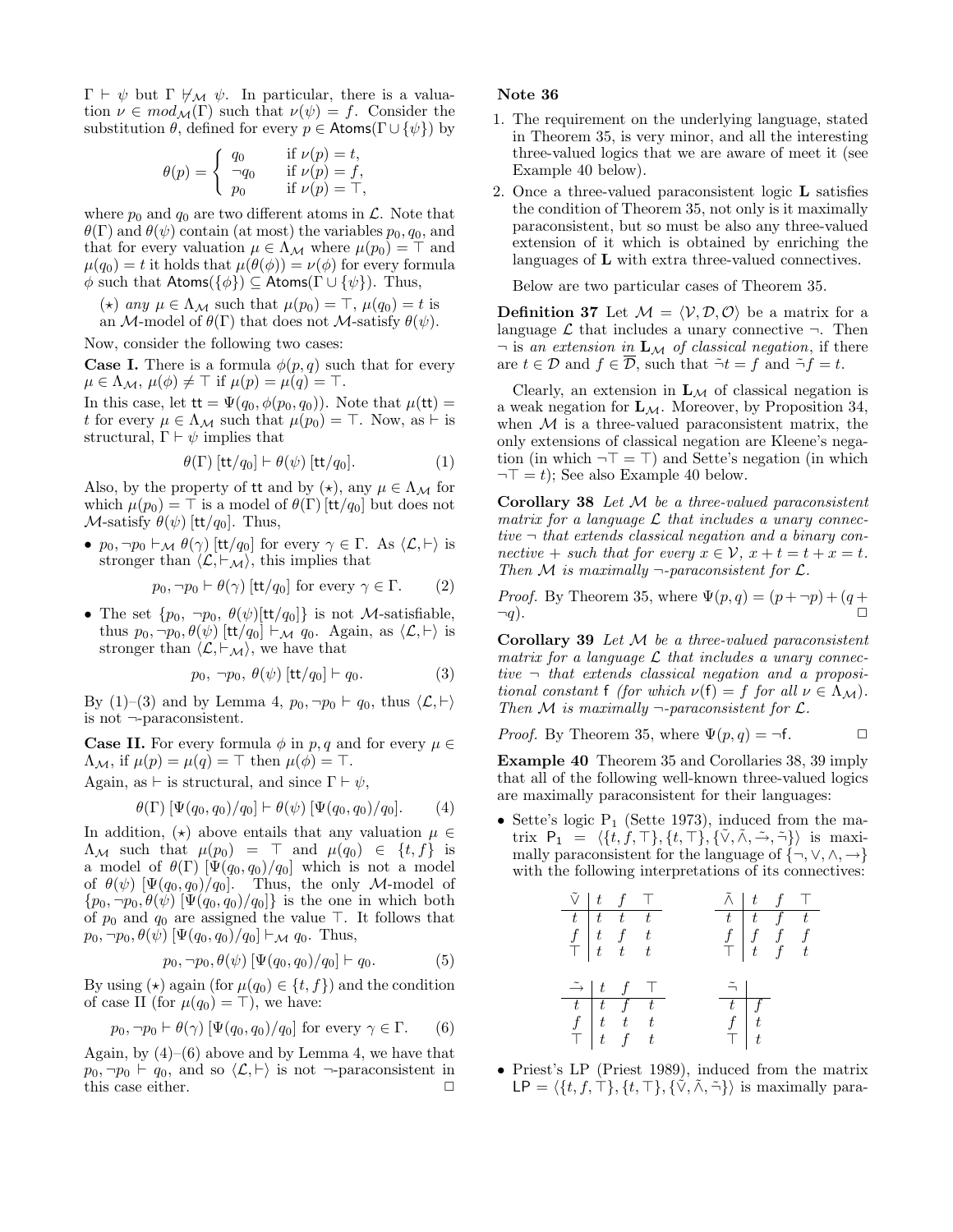$\Gamma \vdash \psi$ but $\Gamma \not\vdash_{\mathcal{M}} \psi$. In particular, there is a valuation $\nu \in mod_{\mathcal{M}}(\Gamma)$ such that $\nu(\psi) = f$. Consider the substitution $\theta$, defined for every $p \in \mathsf{Atoms}(\Gamma \cup \{\psi\})$ by

$$\theta(p) = \begin{cases} q_0 & \text{if } \nu(p) = t, \\ \neg q_0 & \text{if } \nu(p) = f, \\ p_0 & \text{if } \nu(p) = \top, \end{cases}$$

where $p_0$ and $q_0$ are two different atoms in $\mathcal{L}$. Note that $\theta(\Gamma)$ and $\theta(\psi)$ contain (at most) the variables $p_0, q_0$, and that for every valuation $\mu \in \Lambda_{\mathcal{M}}$ where $\mu(p_0) = \top$ and $\mu(q_0) = t$ it holds that $\mu(\theta(\phi)) = \nu(\phi)$ for every formula $\phi$ such that $\mathsf{Atoms}(\{\phi\}) \subseteq \mathsf{Atoms}(\Gamma \cup \{\psi\})$. Thus,

($\star$) *any* $\mu \in \Lambda_{\mathcal{M}}$ such that $\mu(p_0) = \top$, $\mu(q_0) = t$ is an $\mathcal{M}$-model of $\theta(\Gamma)$ that does not $\mathcal{M}$-satisfy $\theta(\psi)$.

Now, consider the following two cases:

**Case I.** There is a formula $\phi(p, q)$ such that for every $\mu \in \Lambda_{\mathcal{M}}$, $\mu(\phi) \neq \top$ if $\mu(p) = \mu(q) = \top$.

In this case, let $\mathsf{tt} = \Psi(q_0, \phi(p_0, q_0))$. Note that $\mu(\mathsf{tt}) = t$ for every $\mu \in \Lambda_{\mathcal{M}}$ such that $\mu(p_0) = \top$. Now, as $\vdash$ is structural, $\Gamma \vdash \psi$ implies that

$$\theta(\Gamma)\,[\mathsf{tt}/q_0] \vdash \theta(\psi)\,[\mathsf{tt}/q_0]. \tag{1}$$

Also, by the property of tt and by ($\star$), any $\mu \in \Lambda_{\mathcal{M}}$ for which $\mu(p_0) = \top$ is a model of $\theta(\Gamma)\,[\mathsf{tt}/q_0]$ but does not $\mathcal{M}$-satisfy $\theta(\psi)\,[\mathsf{tt}/q_0]$. Thus,

- $p_0, \neg p_0 \vdash_{\mathcal{M}} \theta(\gamma)\,[\mathsf{tt}/q_0]$ for every $\gamma \in \Gamma$. As $\langle \mathcal{L}, \vdash \rangle$ is stronger than $\langle \mathcal{L}, \vdash_{\mathcal{M}} \rangle$, this implies that

$$p_0, \neg p_0 \vdash \theta(\gamma)\,[\mathsf{tt}/q_0] \text{ for every } \gamma \in \Gamma. \tag{2}$$

- The set $\{p_0,\ \neg p_0,\ \theta(\psi)[\mathsf{tt}/q_0]\}$ is not $\mathcal{M}$-satisfiable, thus $p_0, \neg p_0, \theta(\psi)\,[\mathsf{tt}/q_0] \vdash_{\mathcal{M}} q_0$. Again, as $\langle \mathcal{L}, \vdash \rangle$ is stronger than $\langle \mathcal{L}, \vdash_{\mathcal{M}} \rangle$, we have that

$$p_0,\ \neg p_0,\ \theta(\psi)\,[\mathsf{tt}/q_0] \vdash q_0. \tag{3}$$

By (1)–(3) and by Lemma 4, $p_0, \neg p_0 \vdash q_0$, thus $\langle \mathcal{L}, \vdash \rangle$ is not $\neg$-paraconsistent.

**Case II.** For every formula $\phi$ in $p, q$ and for every $\mu \in \Lambda_{\mathcal{M}}$, if $\mu(p) = \mu(q) = \top$ then $\mu(\phi) = \top$.

Again, as $\vdash$ is structural, and since $\Gamma \vdash \psi$,

$$\theta(\Gamma)\,[\Psi(q_0, q_0)/q_0] \vdash \theta(\psi)\,[\Psi(q_0, q_0)/q_0]. \tag{4}$$

In addition, ($\star$) above entails that any valuation $\mu \in \Lambda_{\mathcal{M}}$ such that $\mu(p_0) = \top$ and $\mu(q_0) \in \{t, f\}$ is a model of $\theta(\Gamma)\,[\Psi(q_0, q_0)/q_0]$ which is not a model of $\theta(\psi)\,[\Psi(q_0, q_0)/q_0]$. Thus, the only $\mathcal{M}$-model of $\{p_0, \neg p_0, \theta(\psi)\,[\Psi(q_0, q_0)/q_0]\}$ is the one in which both of $p_0$ and $q_0$ are assigned the value $\top$. It follows that $p_0, \neg p_0, \theta(\psi)\,[\Psi(q_0, q_0)/q_0] \vdash_{\mathcal{M}} q_0$. Thus,

$$p_0, \neg p_0, \theta(\psi)\,[\Psi(q_0, q_0)/q_0] \vdash q_0. \tag{5}$$

By using ($\star$) again (for $\mu(q_0) \in \{t, f\}$) and the condition of case II (for $\mu(q_0) = \top$), we have:

$$p_0, \neg p_0 \vdash \theta(\gamma)\,[\Psi(q_0, q_0)/q_0] \text{ for every } \gamma \in \Gamma. \tag{6}$$

Again, by (4)–(6) above and by Lemma 4, we have that $p_0, \neg p_0 \vdash q_0$, and so $\langle \mathcal{L}, \vdash \rangle$ is not $\neg$-paraconsistent in this case either. $\Box$

**Note 36**

1. The requirement on the underlying language, stated in Theorem 35, is very minor, and all the interesting three-valued logics that we are aware of meet it (see Example 40 below).
2. Once a three-valued paraconsistent logic $\mathbf{L}$ satisfies the condition of Theorem 35, not only is it maximally paraconsistent, but so must be also any three-valued extension of it which is obtained by enriching the languages of $\mathbf{L}$ with extra three-valued connectives.

Below are two particular cases of Theorem 35.

**Definition 37** Let $\mathcal{M} = \langle \mathcal{V}, \mathcal{D}, \mathcal{O} \rangle$ be a matrix for a language $\mathcal{L}$ that includes a unary connective $\neg$. Then $\neg$ is *an extension in* $\mathbf{L}_{\mathcal{M}}$ *of classical negation*, if there are $t \in \mathcal{D}$ and $f \in \overline{\mathcal{D}}$, such that $\tilde{\neg} t = f$ and $\tilde{\neg} f = t$.

Clearly, an extension in $\mathbf{L}_{\mathcal{M}}$ of classical negation is a weak negation for $\mathbf{L}_{\mathcal{M}}$. Moreover, by Proposition 34, when $\mathcal{M}$ is a three-valued paraconsistent matrix, the only extensions of classical negation are Kleene's negation (in which $\neg\top = \top$) and Sette's negation (in which $\neg\top = t$); See also Example 40 below.

**Corollary 38** *Let $\mathcal{M}$ be a three-valued paraconsistent matrix for a language $\mathcal{L}$ that includes a unary connective $\neg$ that extends classical negation and a binary connective $+$ such that for every $x \in \mathcal{V}$, $x + t = t + x = t$. Then $\mathcal{M}$ is maximally $\neg$-paraconsistent for $\mathcal{L}$.*

*Proof.* By Theorem 35, where $\Psi(p, q) = (p + \neg p) + (q + \neg q)$. $\Box$

**Corollary 39** *Let $\mathcal{M}$ be a three-valued paraconsistent matrix for a language $\mathcal{L}$ that includes a unary connective $\neg$ that extends classical negation and a propositional constant $\mathsf{f}$ (for which $\nu(\mathsf{f}) = f$ for all $\nu \in \Lambda_{\mathcal{M}}$). Then $\mathcal{M}$ is maximally $\neg$-paraconsistent for $\mathcal{L}$.*

*Proof.* By Theorem 35, where $\Psi(p, q) = \neg\mathsf{f}$. $\Box$

**Example 40** Theorem 35 and Corollaries 38, 39 imply that all of the following well-known three-valued logics are maximally paraconsistent for their languages:

- Sette's logic $\mathrm{P}_1$ (Sette 1973), induced from the matrix $\mathsf{P}_1 = \langle \{t, f, \top\}, \{t, \top\}, \{\tilde{\vee}, \tilde{\wedge}, \tilde{\to}, \tilde{\neg}\} \rangle$ is maximally paraconsistent for the language of $\{\neg, \vee, \wedge, \to\}$ with the following interpretations of its connectives:

| $\tilde{\vee}$ | $t$ | $f$ | $\top$ |
|---|---|---|---|
| $t$ | $t$ | $t$ | $t$ |
| $f$ | $t$ | $f$ | $t$ |
| $\top$ | $t$ | $t$ | $t$ |

| $\tilde{\wedge}$ | $t$ | $f$ | $\top$ |
|---|---|---|---|
| $t$ | $t$ | $f$ | $t$ |
| $f$ | $f$ | $f$ | $f$ |
| $\top$ | $t$ | $f$ | $t$ |

| $\tilde{\to}$ | $t$ | $f$ | $\top$ |
|---|---|---|---|
| $t$ | $t$ | $f$ | $t$ |
| $f$ | $t$ | $t$ | $t$ |
| $\top$ | $t$ | $f$ | $t$ |

| $\tilde{\neg}$ | |
|---|---|
| $t$ | $f$ |
| $f$ | $t$ |
| $\top$ | $t$ |

- Priest's LP (Priest 1989), induced from the matrix $\mathsf{LP} = \langle \{t, f, \top\}, \{t, \top\}, \{\tilde{\vee}, \tilde{\wedge}, \tilde{\neg}\} \rangle$ is maximally para-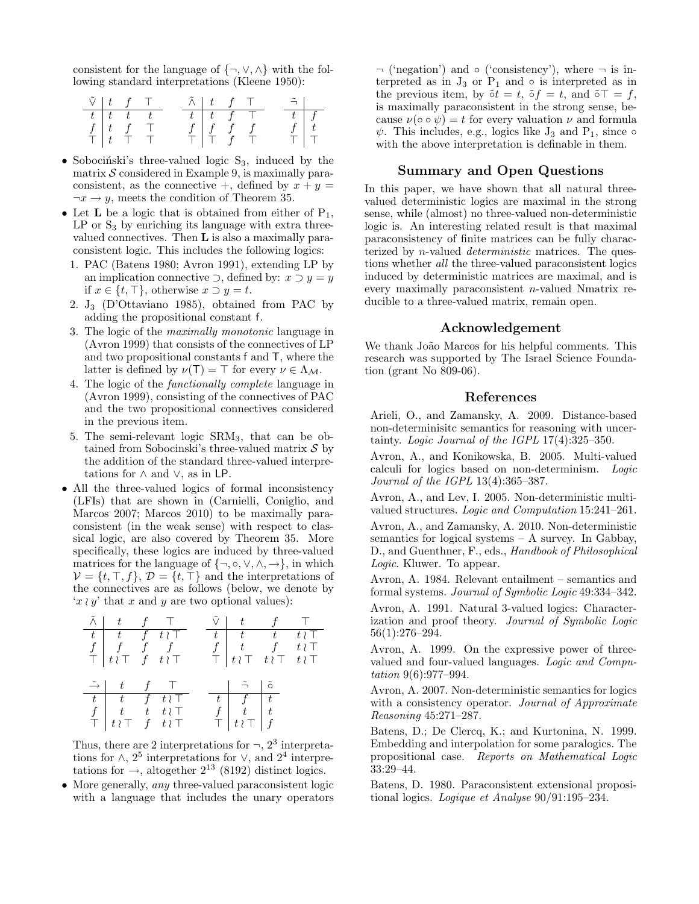consistent for the language of $\{\neg, \vee, \wedge\}$ with the following standard interpretations (Kleene 1950):

| $\tilde{\vee}$ | $t$ | $f$ | $\top$ |
|---|---|---|---|
| $t$ | $t$ | $t$ | $t$ |
| $f$ | $t$ | $f$ | $\top$ |
| $\top$ | $t$ | $\top$ | $\top$ |

| $\tilde{\wedge}$ | $t$ | $f$ | $\top$ |
|---|---|---|---|
| $t$ | $t$ | $f$ | $\top$ |
| $f$ | $f$ | $f$ | $f$ |
| $\top$ | $\top$ | $f$ | $\top$ |

| $\tilde{\neg}$ | |
|---|---|
| $t$ | $f$ |
| $f$ | $t$ |
| $\top$ | $\top$ |

- Sobociński's three-valued logic $S_3$, induced by the matrix $\mathcal{S}$ considered in Example 9, is maximally paraconsistent, as the connective $+$, defined by $x + y = \neg x \rightarrow y$, meets the condition of Theorem 35.
- Let $\mathbf{L}$ be a logic that is obtained from either of $P_1$, LP or $S_3$ by enriching its language with extra three-valued connectives. Then $\mathbf{L}$ is also a maximally paraconsistent logic. This includes the following logics:
  1. PAC (Batens 1980; Avron 1991), extending LP by an implication connective $\supset$, defined by: $x \supset y = y$ if $x \in \{t, \top\}$, otherwise $x \supset y = t$.
  2. $J_3$ (D'Ottaviano 1985), obtained from PAC by adding the propositional constant $\mathsf{f}$.
  3. The logic of the *maximally monotonic* language in (Avron 1999) that consists of the connectives of LP and two propositional constants $\mathsf{f}$ and $\mathsf{T}$, where the latter is defined by $\nu(\mathsf{T}) = \top$ for every $\nu \in \Lambda_{\mathcal{M}}$.
  4. The logic of the *functionally complete* language in (Avron 1999), consisting of the connectives of PAC and the two propositional connectives considered in the previous item.
  5. The semi-relevant logic $\text{SRM}_3$, that can be obtained from Sobocinski's three-valued matrix $\mathcal{S}$ by the addition of the standard three-valued interpretations for $\wedge$ and $\vee$, as in LP.
- All the three-valued logics of formal inconsistency (LFIs) that are shown in (Carnielli, Coniglio, and Marcos 2007; Marcos 2010) to be maximally paraconsistent (in the weak sense) with respect to classical logic, are also covered by Theorem 35. More specifically, these logics are induced by three-valued matrices for the language of $\{\neg, \circ, \vee, \wedge, \rightarrow\}$, in which $\mathcal{V} = \{t, \top, f\}$, $\mathcal{D} = \{t, \top\}$ and the interpretations of the connectives are as follows (below, we denote by '$x \wr y$' that $x$ and $y$ are two optional values):

| $\tilde{\wedge}$ | $t$ | $f$ | $\top$ |
|---|---|---|---|
| $t$ | $t$ | $f$ | $t \wr \top$ |
| $f$ | $f$ | $f$ | $f$ |
| $\top$ | $t \wr \top$ | $f$ | $t \wr \top$ |

| $\tilde{\vee}$ | $t$ | $f$ | $\top$ |
|---|---|---|---|
| $t$ | $t$ | $t$ | $t \wr \top$ |
| $f$ | $t$ | $f$ | $t \wr \top$ |
| $\top$ | $t \wr \top$ | $t \wr \top$ | $t \wr \top$ |

| $\tilde{\rightarrow}$ | $t$ | $f$ | $\top$ |
|---|---|---|---|
| $t$ | $t$ | $f$ | $t \wr \top$ |
| $f$ | $t$ | $t$ | $t \wr \top$ |
| $\top$ | $t \wr \top$ | $f$ | $t \wr \top$ |

| | $\tilde{\neg}$ | $\tilde{\circ}$ |
|---|---|---|
| $t$ | $f$ | $t$ |
| $f$ | $t$ | $t$ |
| $\top$ | $t \wr \top$ | $f$ |

  Thus, there are 2 interpretations for $\neg$, $2^3$ interpretations for $\wedge$, $2^5$ interpretations for $\vee$, and $2^4$ interpretations for $\rightarrow$, altogether $2^{13}$ (8192) distinct logics.
- More generally, *any* three-valued paraconsistent logic with a language that includes the unary operators $\neg$ ('negation') and $\circ$ ('consistency'), where $\neg$ is interpreted as in $J_3$ or $P_1$ and $\circ$ is interpreted as in the previous item, by $\tilde{\circ}t = t$, $\tilde{\circ}f = t$, and $\tilde{\circ}\top = f$, is maximally paraconsistent in the strong sense, because $\nu(\circ \circ \psi) = t$ for every valuation $\nu$ and formula $\psi$. This includes, e.g., logics like $J_3$ and $P_1$, since $\circ$ with the above interpretation is definable in them.

## Summary and Open Questions

In this paper, we have shown that all natural three-valued deterministic logics are maximal in the strong sense, while (almost) no three-valued non-deterministic logic is. An interesting related result is that maximal paraconsistency of finite matrices can be fully characterized by $n$-valued *deterministic* matrices. The questions whether *all* the three-valued paraconsistent logics induced by deterministic matrices are maximal, and is every maximally paraconsistent $n$-valued Nmatrix reducible to a three-valued matrix, remain open.

## Acknowledgement

We thank João Marcos for his helpful comments. This research was supported by The Israel Science Foundation (grant No 809-06).

## References

Arieli, O., and Zamansky, A. 2009. Distance-based non-deterministic semantics for reasoning with uncertainty. *Logic Journal of the IGPL* 17(4):325–350.

Avron, A., and Konikowska, B. 2005. Multi-valued calculi for logics based on non-determinism. *Logic Journal of the IGPL* 13(4):365–387.

Avron, A., and Lev, I. 2005. Non-deterministic multi-valued structures. *Logic and Computation* 15:241–261.

Avron, A., and Zamansky, A. 2010. Non-deterministic semantics for logical systems – A survey. In Gabbay, D., and Guenthner, F., eds., *Handbook of Philosophical Logic*. Kluwer. To appear.

Avron, A. 1984. Relevant entailment – semantics and formal systems. *Journal of Symbolic Logic* 49:334–342.

Avron, A. 1991. Natural 3-valued logics: Characterization and proof theory. *Journal of Symbolic Logic* 56(1):276–294.

Avron, A. 1999. On the expressive power of three-valued and four-valued languages. *Logic and Computation* 9(6):977–994.

Avron, A. 2007. Non-deterministic semantics for logics with a consistency operator. *Journal of Approximate Reasoning* 45:271–287.

Batens, D.; De Clercq, K.; and Kurtonina, N. 1999. Embedding and interpolation for some paralogics. The propositional case. *Reports on Mathematical Logic* 33:29–44.

Batens, D. 1980. Paraconsistent extensional propositional logics. *Logique et Analyse* 90/91:195–234.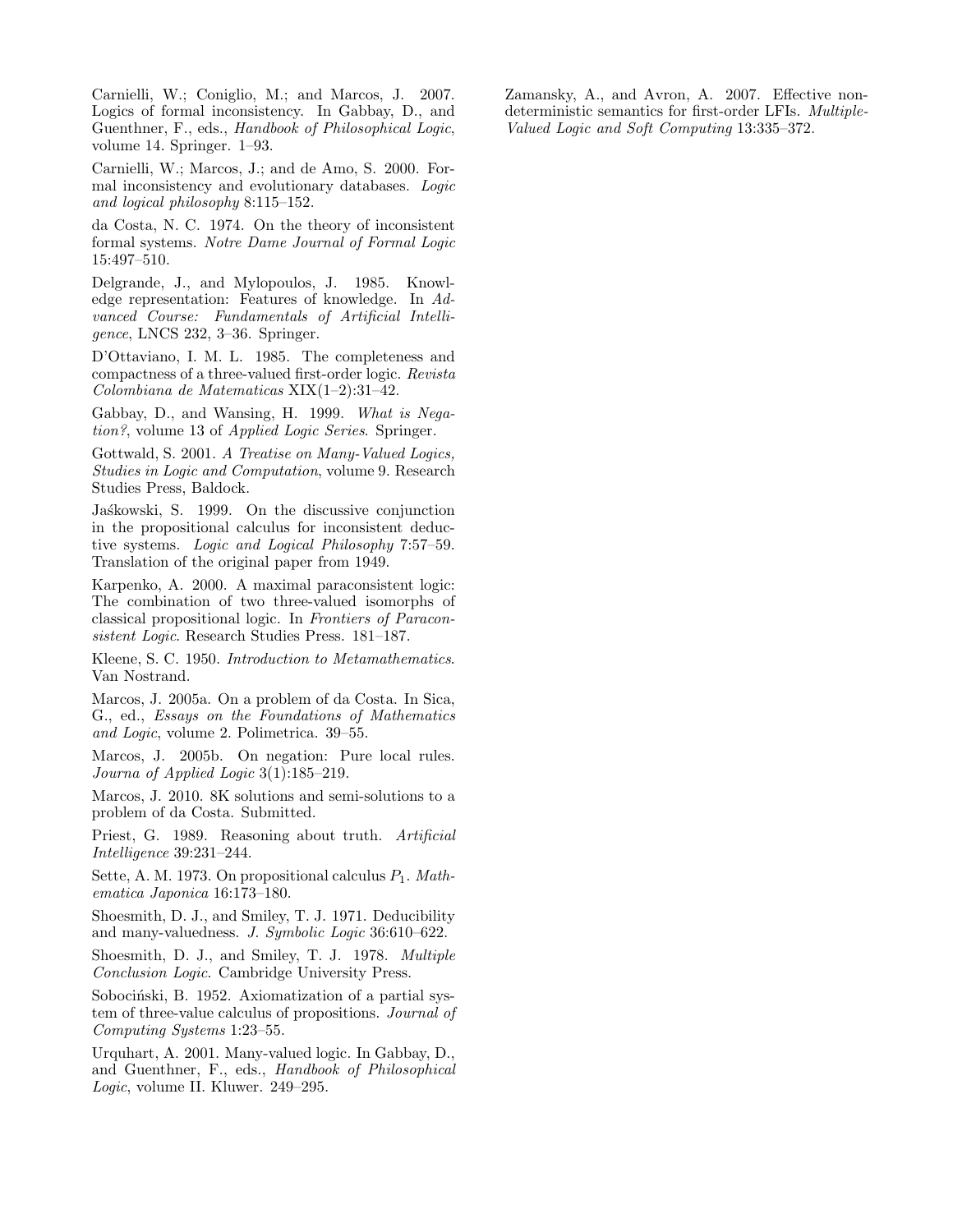Carnielli, W.; Coniglio, M.; and Marcos, J. 2007. Logics of formal inconsistency. In Gabbay, D., and Guenthner, F., eds., *Handbook of Philosophical Logic*, volume 14. Springer. 1–93.

Carnielli, W.; Marcos, J.; and de Amo, S. 2000. Formal inconsistency and evolutionary databases. *Logic and logical philosophy* 8:115–152.

da Costa, N. C. 1974. On the theory of inconsistent formal systems. *Notre Dame Journal of Formal Logic* 15:497–510.

Delgrande, J., and Mylopoulos, J. 1985. Knowledge representation: Features of knowledge. In *Advanced Course: Fundamentals of Artificial Intelligence*, LNCS 232, 3–36. Springer.

D'Ottaviano, I. M. L. 1985. The completeness and compactness of a three-valued first-order logic. *Revista Colombiana de Matematicas* XIX(1–2):31–42.

Gabbay, D., and Wansing, H. 1999. *What is Negation?*, volume 13 of *Applied Logic Series*. Springer.

Gottwald, S. 2001. *A Treatise on Many-Valued Logics, Studies in Logic and Computation*, volume 9. Research Studies Press, Baldock.

Jaśkowski, S. 1999. On the discussive conjunction in the propositional calculus for inconsistent deductive systems. *Logic and Logical Philosophy* 7:57–59. Translation of the original paper from 1949.

Karpenko, A. 2000. A maximal paraconsistent logic: The combination of two three-valued isomorphs of classical propositional logic. In *Frontiers of Paraconsistent Logic*. Research Studies Press. 181–187.

Kleene, S. C. 1950. *Introduction to Metamathematics*. Van Nostrand.

Marcos, J. 2005a. On a problem of da Costa. In Sica, G., ed., *Essays on the Foundations of Mathematics and Logic*, volume 2. Polimetrica. 39–55.

Marcos, J. 2005b. On negation: Pure local rules. *Journa of Applied Logic* 3(1):185–219.

Marcos, J. 2010. 8K solutions and semi-solutions to a problem of da Costa. Submitted.

Priest, G. 1989. Reasoning about truth. *Artificial Intelligence* 39:231–244.

Sette, A. M. 1973. On propositional calculus $P_1$. *Mathematica Japonica* 16:173–180.

Shoesmith, D. J., and Smiley, T. J. 1971. Deducibility and many-valuedness. *J. Symbolic Logic* 36:610–622.

Shoesmith, D. J., and Smiley, T. J. 1978. *Multiple Conclusion Logic*. Cambridge University Press.

Sobociński, B. 1952. Axiomatization of a partial system of three-value calculus of propositions. *Journal of Computing Systems* 1:23–55.

Urquhart, A. 2001. Many-valued logic. In Gabbay, D., and Guenthner, F., eds., *Handbook of Philosophical Logic*, volume II. Kluwer. 249–295.

Zamansky, A., and Avron, A. 2007. Effective nondeterministic semantics for first-order LFIs. *Multiple-Valued Logic and Soft Computing* 13:335–372.